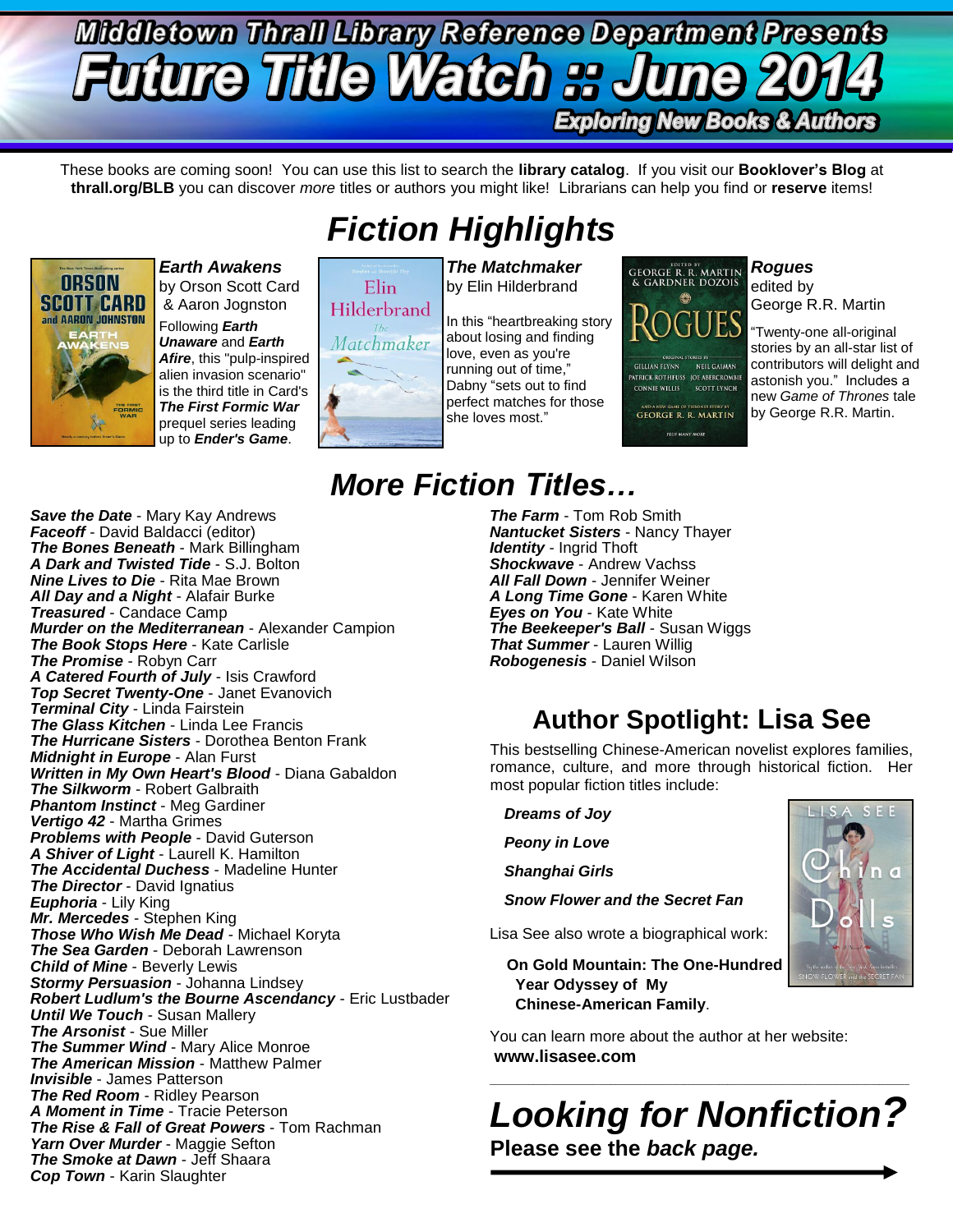# Middletown Thrall Library Reference Department Presents

# Future Title Watch :: June 2014

### Exploring New Books & Authors

These books are coming soon! You can use this list to search the **library catalog**. If you visit our **Booklover's Blog** at **thrall.org/BLB** you can discover *more* titles or authors you might like! Librarians can help you find or **reserve** items!

## *Fiction Highlights*

***Earth Awakens*** by Orson Scott Card & Aaron Jognston

Following ***Earth Unaware*** and ***Earth Afire***, this "pulp-inspired alien invasion scenario" is the third title in Card's ***The First Formic War*** prequel series leading up to ***Ender's Game***.

***The Matchmaker*** by Elin Hilderbrand

In this "heartbreaking story about losing and finding love, even as you're running out of time," Dabny "sets out to find perfect matches for those she loves most."

***Rogues*** edited by George R.R. Martin

"Twenty-one all-original stories by an all-star list of contributors will delight and astonish you." Includes a new *Game of Thrones* tale by George R.R. Martin.

## *More Fiction Titles…*

***Save the Date*** - Mary Kay Andrews
***Faceoff*** - David Baldacci (editor)
***The Bones Beneath*** - Mark Billingham
***A Dark and Twisted Tide*** - S.J. Bolton
***Nine Lives to Die*** - Rita Mae Brown
***All Day and a Night*** - Alafair Burke
***Treasured*** - Candace Camp
***Murder on the Mediterranean*** - Alexander Campion
***The Book Stops Here*** - Kate Carlisle
***The Promise*** - Robyn Carr
***A Catered Fourth of July*** - Isis Crawford
***Top Secret Twenty-One*** - Janet Evanovich
***Terminal City*** - Linda Fairstein
***The Glass Kitchen*** - Linda Lee Francis
***The Hurricane Sisters*** - Dorothea Benton Frank
***Midnight in Europe*** - Alan Furst
***Written in My Own Heart's Blood*** - Diana Gabaldon
***The Silkworm*** - Robert Galbraith
***Phantom Instinct*** - Meg Gardiner
***Vertigo 42*** - Martha Grimes
***Problems with People*** - David Guterson
***A Shiver of Light*** - Laurell K. Hamilton
***The Accidental Duchess*** - Madeline Hunter
***The Director*** - David Ignatius
***Euphoria*** - Lily King
***Mr. Mercedes*** - Stephen King
***Those Who Wish Me Dead*** - Michael Koryta
***The Sea Garden*** - Deborah Lawrenson
***Child of Mine*** - Beverly Lewis
***Stormy Persuasion*** - Johanna Lindsey
***Robert Ludlum's the Bourne Ascendancy*** - Eric Lustbader
***Until We Touch*** - Susan Mallery
***The Arsonist*** - Sue Miller
***The Summer Wind*** - Mary Alice Monroe
***The American Mission*** - Matthew Palmer
***Invisible*** - James Patterson
***The Red Room*** - Ridley Pearson
***A Moment in Time*** - Tracie Peterson
***The Rise & Fall of Great Powers*** - Tom Rachman
***Yarn Over Murder*** - Maggie Sefton
***The Smoke at Dawn*** - Jeff Shaara
***Cop Town*** - Karin Slaughter
***The Farm*** - Tom Rob Smith
***Nantucket Sisters*** - Nancy Thayer
***Identity*** - Ingrid Thoft
***Shockwave*** - Andrew Vachss
***All Fall Down*** - Jennifer Weiner
***A Long Time Gone*** - Karen White
***Eyes on You*** - Kate White
***The Beekeeper's Ball*** - Susan Wiggs
***That Summer*** - Lauren Willig
***Robogenesis*** - Daniel Wilson

## Author Spotlight: Lisa See

This bestselling Chinese-American novelist explores families, romance, culture, and more through historical fiction. Her most popular fiction titles include:

***Dreams of Joy***

***Peony in Love***

***Shanghai Girls***

***Snow Flower and the Secret Fan***

Lisa See also wrote a biographical work:

**On Gold Mountain: The One-Hundred Year Odyssey of My Chinese-American Family**.

You can learn more about the author at her website: **www.lisasee.com**

---

## *Looking for Nonfiction?*

**Please see the *back page.***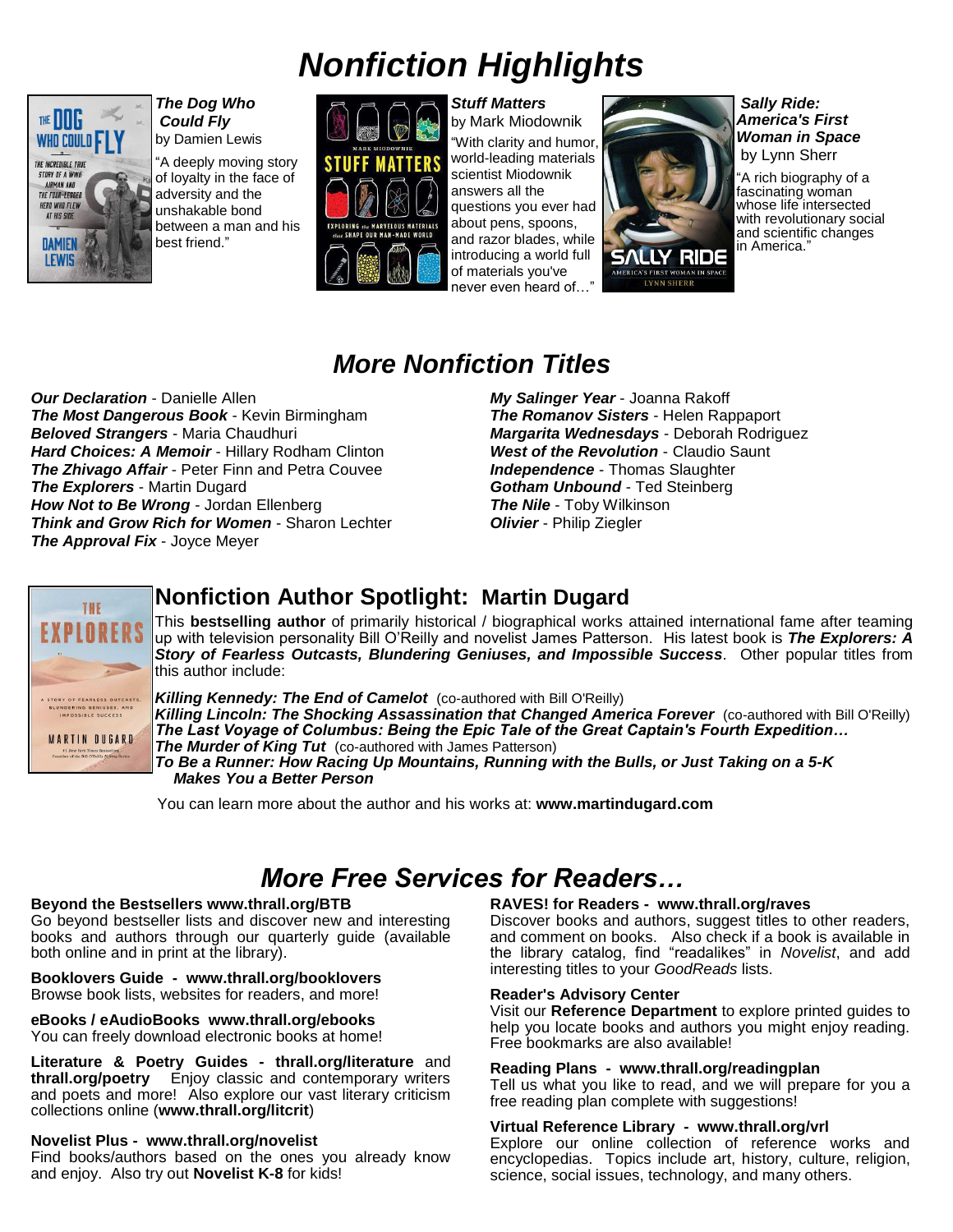# *Nonfiction Highlights*

***The Dog Who Could Fly***
by Damien Lewis

"A deeply moving story of loyalty in the face of adversity and the unshakable bond between a man and his best friend."

***Stuff Matters***
by Mark Miodownik

"With clarity and humor, world-leading materials scientist Miodownik answers all the questions you ever had about pens, spoons, and razor blades, while introducing a world full of materials you've never even heard of…"

***Sally Ride: America's First Woman in Space***
by Lynn Sherr

"A rich biography of a fascinating woman whose life intersected with revolutionary social and scientific changes in America."

# *More Nonfiction Titles*

***Our Declaration*** - Danielle Allen
***The Most Dangerous Book*** - Kevin Birmingham
***Beloved Strangers*** - Maria Chaudhuri
***Hard Choices: A Memoir*** - Hillary Rodham Clinton
***The Zhivago Affair*** - Peter Finn and Petra Couvee
***The Explorers*** - Martin Dugard
***How Not to Be Wrong*** - Jordan Ellenberg
***Think and Grow Rich for Women*** - Sharon Lechter
***The Approval Fix*** - Joyce Meyer
***My Salinger Year*** - Joanna Rakoff
***The Romanov Sisters*** - Helen Rappaport
***Margarita Wednesdays*** - Deborah Rodriguez
***West of the Revolution*** - Claudio Saunt
***Independence*** - Thomas Slaughter
***Gotham Unbound*** - Ted Steinberg
***The Nile*** - Toby Wilkinson
***Olivier*** - Philip Ziegler

## Nonfiction Author Spotlight: Martin Dugard

This **bestselling author** of primarily historical / biographical works attained international fame after teaming up with television personality Bill O'Reilly and novelist James Patterson. His latest book is ***The Explorers: A Story of Fearless Outcasts, Blundering Geniuses, and Impossible Success***. Other popular titles from this author include:

***Killing Kennedy: The End of Camelot*** (co-authored with Bill O'Reilly)
***Killing Lincoln: The Shocking Assassination that Changed America Forever*** (co-authored with Bill O'Reilly)
***The Last Voyage of Columbus: Being the Epic Tale of the Great Captain's Fourth Expedition…***
***The Murder of King Tut*** (co-authored with James Patterson)
***To Be a Runner: How Racing Up Mountains, Running with the Bulls, or Just Taking on a 5-K Makes You a Better Person***

You can learn more about the author and his works at: **www.martindugard.com**

# *More Free Services for Readers…*

**Beyond the Bestsellers www.thrall.org/BTB**
Go beyond bestseller lists and discover new and interesting books and authors through our quarterly guide (available both online and in print at the library).

**Booklovers Guide - www.thrall.org/booklovers**
Browse book lists, websites for readers, and more!

**eBooks / eAudioBooks www.thrall.org/ebooks**
You can freely download electronic books at home!

**Literature & Poetry Guides - thrall.org/literature** and **thrall.org/poetry** Enjoy classic and contemporary writers and poets and more! Also explore our vast literary criticism collections online (**www.thrall.org/litcrit**)

**Novelist Plus - www.thrall.org/novelist**
Find books/authors based on the ones you already know and enjoy. Also try out **Novelist K-8** for kids!

**RAVES! for Readers - www.thrall.org/raves**
Discover books and authors, suggest titles to other readers, and comment on books. Also check if a book is available in the library catalog, find "readalikes" in *Novelist*, and add interesting titles to your *GoodReads* lists.

**Reader's Advisory Center**
Visit our **Reference Department** to explore printed guides to help you locate books and authors you might enjoy reading. Free bookmarks are also available!

**Reading Plans - www.thrall.org/readingplan**
Tell us what you like to read, and we will prepare for you a free reading plan complete with suggestions!

**Virtual Reference Library - www.thrall.org/vrl**
Explore our online collection of reference works and encyclopedias. Topics include art, history, culture, religion, science, social issues, technology, and many others.